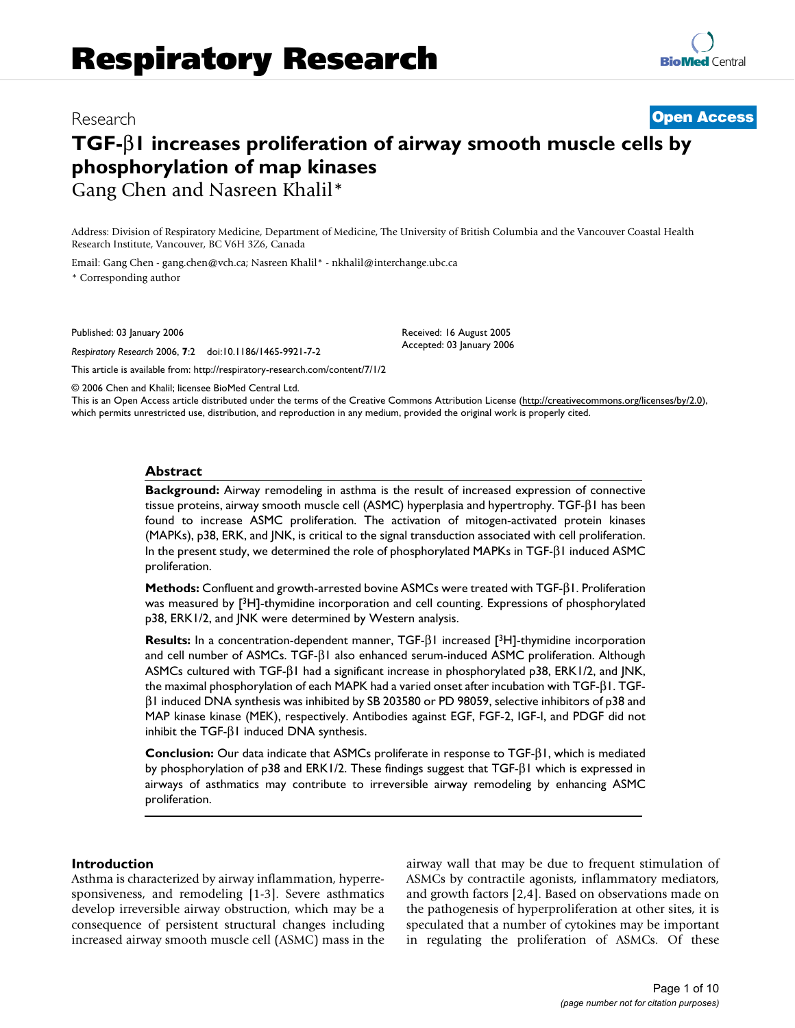Research

**Open Access**

# TGF-β1 increases proliferation of airway smooth muscle cells by phosphorylation of map kinases

Gang Chen and Nasreen Khalil*

Address: Division of Respiratory Medicine, Department of Medicine, The University of British Columbia and the Vancouver Coastal Health Research Institute, Vancouver, BC V6H 3Z6, Canada

Email: Gang Chen - gang.chen@vch.ca; Nasreen Khalil* - nkhalil@interchange.ubc.ca

* Corresponding author

Published: 03 January 2006

*Respiratory Research* 2006, **7**:2 doi:10.1186/1465-9921-7-2

Received: 16 August 2005
Accepted: 03 January 2006

This article is available from: http://respiratory-research.com/content/7/1/2

© 2006 Chen and Khalil; licensee BioMed Central Ltd.
This is an Open Access article distributed under the terms of the Creative Commons Attribution License (http://creativecommons.org/licenses/by/2.0), which permits unrestricted use, distribution, and reproduction in any medium, provided the original work is properly cited.

## Abstract

**Background:** Airway remodeling in asthma is the result of increased expression of connective tissue proteins, airway smooth muscle cell (ASMC) hyperplasia and hypertrophy. TGF-β1 has been found to increase ASMC proliferation. The activation of mitogen-activated protein kinases (MAPKs), p38, ERK, and JNK, is critical to the signal transduction associated with cell proliferation. In the present study, we determined the role of phosphorylated MAPKs in TGF-β1 induced ASMC proliferation.

**Methods:** Confluent and growth-arrested bovine ASMCs were treated with TGF-β1. Proliferation was measured by [$^3$H]-thymidine incorporation and cell counting. Expressions of phosphorylated p38, ERK1/2, and JNK were determined by Western analysis.

**Results:** In a concentration-dependent manner, TGF-β1 increased [$^3$H]-thymidine incorporation and cell number of ASMCs. TGF-β1 also enhanced serum-induced ASMC proliferation. Although ASMCs cultured with TGF-β1 had a significant increase in phosphorylated p38, ERK1/2, and JNK, the maximal phosphorylation of each MAPK had a varied onset after incubation with TGF-β1. TGF-β1 induced DNA synthesis was inhibited by SB 203580 or PD 98059, selective inhibitors of p38 and MAP kinase kinase (MEK), respectively. Antibodies against EGF, FGF-2, IGF-I, and PDGF did not inhibit the TGF-β1 induced DNA synthesis.

**Conclusion:** Our data indicate that ASMCs proliferate in response to TGF-β1, which is mediated by phosphorylation of p38 and ERK1/2. These findings suggest that TGF-β1 which is expressed in airways of asthmatics may contribute to irreversible airway remodeling by enhancing ASMC proliferation.

## Introduction

Asthma is characterized by airway inflammation, hyperresponsiveness, and remodeling [1-3]. Severe asthmatics develop irreversible airway obstruction, which may be a consequence of persistent structural changes including increased airway smooth muscle cell (ASMC) mass in the airway wall that may be due to frequent stimulation of ASMCs by contractile agonists, inflammatory mediators, and growth factors [2,4]. Based on observations made on the pathogenesis of hyperproliferation at other sites, it is speculated that a number of cytokines may be important in regulating the proliferation of ASMCs. Of these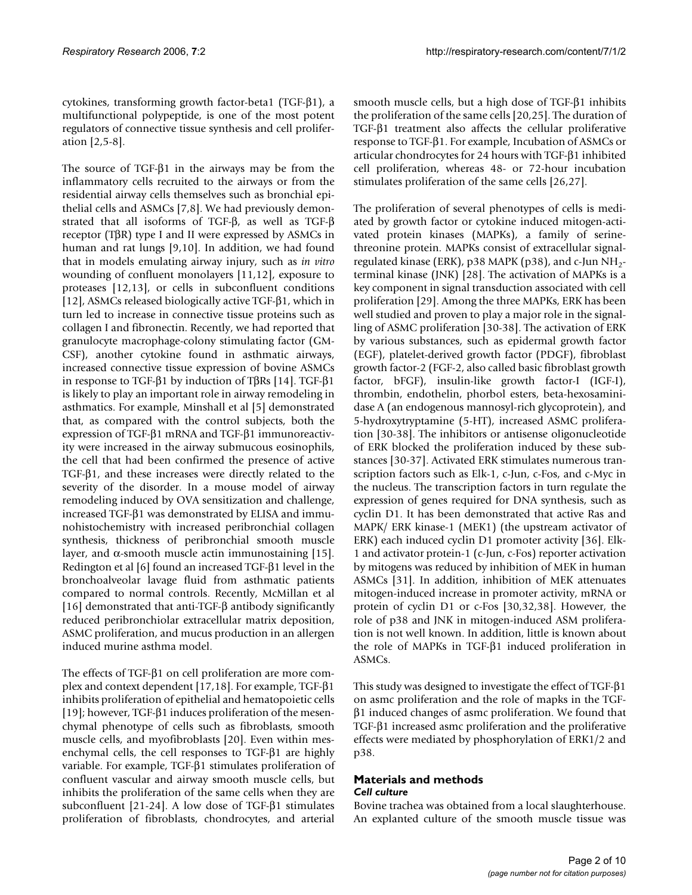cytokines, transforming growth factor-beta1 (TGF-β1), a multifunctional polypeptide, is one of the most potent regulators of connective tissue synthesis and cell proliferation [2,5-8].

The source of TGF-β1 in the airways may be from the inflammatory cells recruited to the airways or from the residential airway cells themselves such as bronchial epithelial cells and ASMCs [7,8]. We had previously demonstrated that all isoforms of TGF-β, as well as TGF-β receptor (TβR) type I and II were expressed by ASMCs in human and rat lungs [9,10]. In addition, we had found that in models emulating airway injury, such as *in vitro* wounding of confluent monolayers [11,12], exposure to proteases [12,13], or cells in subconfluent conditions [12], ASMCs released biologically active TGF-β1, which in turn led to increase in connective tissue proteins such as collagen I and fibronectin. Recently, we had reported that granulocyte macrophage-colony stimulating factor (GM-CSF), another cytokine found in asthmatic airways, increased connective tissue expression of bovine ASMCs in response to TGF-β1 by induction of TβRs [14]. TGF-β1 is likely to play an important role in airway remodeling in asthmatics. For example, Minshall et al [5] demonstrated that, as compared with the control subjects, both the expression of TGF-β1 mRNA and TGF-β1 immunoreactivity were increased in the airway submucous eosinophils, the cell that had been confirmed the presence of active TGF-β1, and these increases were directly related to the severity of the disorder. In a mouse model of airway remodeling induced by OVA sensitization and challenge, increased TGF-β1 was demonstrated by ELISA and immunohistochemistry with increased peribronchial collagen synthesis, thickness of peribronchial smooth muscle layer, and α-smooth muscle actin immunostaining [15]. Redington et al [6] found an increased TGF-β1 level in the bronchoalveolar lavage fluid from asthmatic patients compared to normal controls. Recently, McMillan et al [16] demonstrated that anti-TGF-β antibody significantly reduced peribronchiolar extracellular matrix deposition, ASMC proliferation, and mucus production in an allergen induced murine asthma model.

The effects of TGF-β1 on cell proliferation are more complex and context dependent [17,18]. For example, TGF-β1 inhibits proliferation of epithelial and hematopoietic cells [19]; however, TGF-β1 induces proliferation of the mesenchymal phenotype of cells such as fibroblasts, smooth muscle cells, and myofibroblasts [20]. Even within mesenchymal cells, the cell responses to TGF-β1 are highly variable. For example, TGF-β1 stimulates proliferation of confluent vascular and airway smooth muscle cells, but inhibits the proliferation of the same cells when they are subconfluent [21-24]. A low dose of TGF-β1 stimulates proliferation of fibroblasts, chondrocytes, and arterial smooth muscle cells, but a high dose of TGF-β1 inhibits the proliferation of the same cells [20,25]. The duration of TGF-β1 treatment also affects the cellular proliferative response to TGF-β1. For example, Incubation of ASMCs or articular chondrocytes for 24 hours with TGF-β1 inhibited cell proliferation, whereas 48- or 72-hour incubation stimulates proliferation of the same cells [26,27].

The proliferation of several phenotypes of cells is mediated by growth factor or cytokine induced mitogen-activated protein kinases (MAPKs), a family of serine-threonine protein. MAPKs consist of extracellular signal-regulated kinase (ERK), p38 MAPK (p38), and c-Jun $NH_2$-terminal kinase (JNK) [28]. The activation of MAPKs is a key component in signal transduction associated with cell proliferation [29]. Among the three MAPKs, ERK has been well studied and proven to play a major role in the signalling of ASMC proliferation [30-38]. The activation of ERK by various substances, such as epidermal growth factor (EGF), platelet-derived growth factor (PDGF), fibroblast growth factor-2 (FGF-2, also called basic fibroblast growth factor, bFGF), insulin-like growth factor-I (IGF-I), thrombin, endothelin, phorbol esters, beta-hexosaminidase A (an endogenous mannosyl-rich glycoprotein), and 5-hydroxytryptamine (5-HT), increased ASMC proliferation [30-38]. The inhibitors or antisense oligonucleotide of ERK blocked the proliferation induced by these substances [30-37]. Activated ERK stimulates numerous transcription factors such as Elk-1, c-Jun, c-Fos, and c-Myc in the nucleus. The transcription factors in turn regulate the expression of genes required for DNA synthesis, such as cyclin D1. It has been demonstrated that active Ras and MAPK/ ERK kinase-1 (MEK1) (the upstream activator of ERK) each induced cyclin D1 promoter activity [36]. Elk-1 and activator protein-1 (c-Jun, c-Fos) reporter activation by mitogens was reduced by inhibition of MEK in human ASMCs [31]. In addition, inhibition of MEK attenuates mitogen-induced increase in promoter activity, mRNA or protein of cyclin D1 or c-Fos [30,32,38]. However, the role of p38 and JNK in mitogen-induced ASM proliferation is not well known. In addition, little is known about the role of MAPKs in TGF-β1 induced proliferation in ASMCs.

This study was designed to investigate the effect of TGF-β1 on asmc proliferation and the role of mapks in the TGF-β1 induced changes of asmc proliferation. We found that TGF-β1 increased asmc proliferation and the proliferative effects were mediated by phosphorylation of ERK1/2 and p38.

## Materials and methods

### *Cell culture*

Bovine trachea was obtained from a local slaughterhouse. An explanted culture of the smooth muscle tissue was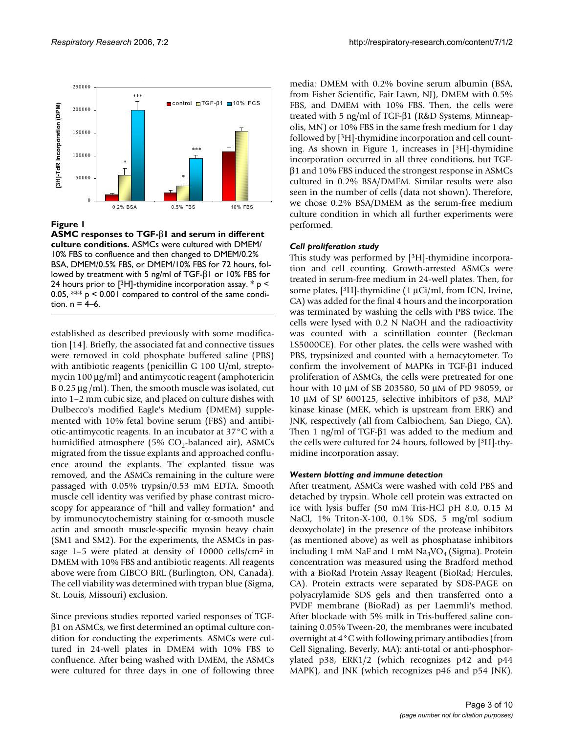**Figure 1**

**ASMC responses to TGF-β1 and serum in different culture conditions.** ASMCs were cultured with DMEM/10% FBS to confluence and then changed to DMEM/0.2% BSA, DMEM/0.5% FBS, or DMEM/10% FBS for 72 hours, followed by treatment with 5 ng/ml of TGF-β1 or 10% FBS for 24 hours prior to [$^3$H]-thymidine incorporation assay. * $p < 0.05$, *** $p < 0.001$ compared to control of the same condition. n = 4–6.

established as described previously with some modification [14]. Briefly, the associated fat and connective tissues were removed in cold phosphate buffered saline (PBS) with antibiotic reagents (penicillin G 100 U/ml, streptomycin 100 μg/ml) and antimycotic reagent (amphotericin B 0.25 μg /ml). Then, the smooth muscle was isolated, cut into 1–2 mm cubic size, and placed on culture dishes with Dulbecco's modified Eagle's Medium (DMEM) supplemented with 10% fetal bovine serum (FBS) and antibiotic-antimycotic reagents. In an incubator at 37°C with a humidified atmosphere (5% $CO_2$-balanced air), ASMCs migrated from the tissue explants and approached confluence around the explants. The explanted tissue was removed, and the ASMCs remaining in the culture were passaged with 0.05% trypsin/0.53 mM EDTA. Smooth muscle cell identity was verified by phase contrast microscopy for appearance of "hill and valley formation" and by immunocytochemistry staining for α-smooth muscle actin and smooth muscle-specific myosin heavy chain (SM1 and SM2). For the experiments, the ASMCs in passage 1–5 were plated at density of 10000 cells/cm$^2$ in DMEM with 10% FBS and antibiotic reagents. All reagents above were from GIBCO BRL (Burlington, ON, Canada). The cell viability was determined with trypan blue (Sigma, St. Louis, Missouri) exclusion.

Since previous studies reported varied responses of TGF-β1 on ASMCs, we first determined an optimal culture condition for conducting the experiments. ASMCs were cultured in 24-well plates in DMEM with 10% FBS to confluence. After being washed with DMEM, the ASMCs were cultured for three days in one of following three media: DMEM with 0.2% bovine serum albumin (BSA, from Fisher Scientific, Fair Lawn, NJ), DMEM with 0.5% FBS, and DMEM with 10% FBS. Then, the cells were treated with 5 ng/ml of TGF-β1 (R&D Systems, Minneapolis, MN) or 10% FBS in the same fresh medium for 1 day followed by [$^3$H]-thymidine incorporation and cell counting. As shown in Figure 1, increases in [$^3$H]-thymidine incorporation occurred in all three conditions, but TGF-β1 and 10% FBS induced the strongest response in ASMCs cultured in 0.2% BSA/DMEM. Similar results were also seen in the number of cells (data not shown). Therefore, we chose 0.2% BSA/DMEM as the serum-free medium culture condition in which all further experiments were performed.

### *Cell proliferation study*

This study was performed by [$^3$H]-thymidine incorporation and cell counting. Growth-arrested ASMCs were treated in serum-free medium in 24-well plates. Then, for some plates, [$^3$H]-thymidine (1 μCi/ml, from ICN, Irvine, CA) was added for the final 4 hours and the incorporation was terminated by washing the cells with PBS twice. The cells were lysed with 0.2 N NaOH and the radioactivity was counted with a scintillation counter (Beckman LS5000CE). For other plates, the cells were washed with PBS, trypsinized and counted with a hemacytometer. To confirm the involvement of MAPKs in TGF-β1 induced proliferation of ASMCs, the cells were pretreated for one hour with 10 μM of SB 203580, 50 μM of PD 98059, or 10 μM of SP 600125, selective inhibitors of p38, MAP kinase kinase (MEK, which is upstream from ERK) and JNK, respectively (all from Calbiochem, San Diego, CA). Then 1 ng/ml of TGF-β1 was added to the medium and the cells were cultured for 24 hours, followed by [$^3$H]-thymidine incorporation assay.

### *Western blotting and immune detection*

After treatment, ASMCs were washed with cold PBS and detached by trypsin. Whole cell protein was extracted on ice with lysis buffer (50 mM Tris-HCl pH 8.0, 0.15 M NaCl, 1% Triton-X-100, 0.1% SDS, 5 mg/ml sodium deoxycholate) in the presence of the protease inhibitors (as mentioned above) as well as phosphatase inhibitors including 1 mM NaF and 1 mM $Na_3VO_4$ (Sigma). Protein concentration was measured using the Bradford method with a BioRad Protein Assay Reagent (BioRad; Hercules, CA). Protein extracts were separated by SDS-PAGE on polyacrylamide SDS gels and then transferred onto a PVDF membrane (BioRad) as per Laemmli's method. After blockade with 5% milk in Tris-buffered saline containing 0.05% Tween-20, the membranes were incubated overnight at 4°C with following primary antibodies (from Cell Signaling, Beverly, MA): anti-total or anti-phosphorylated p38, ERK1/2 (which recognizes p42 and p44 MAPK), and JNK (which recognizes p46 and p54 JNK).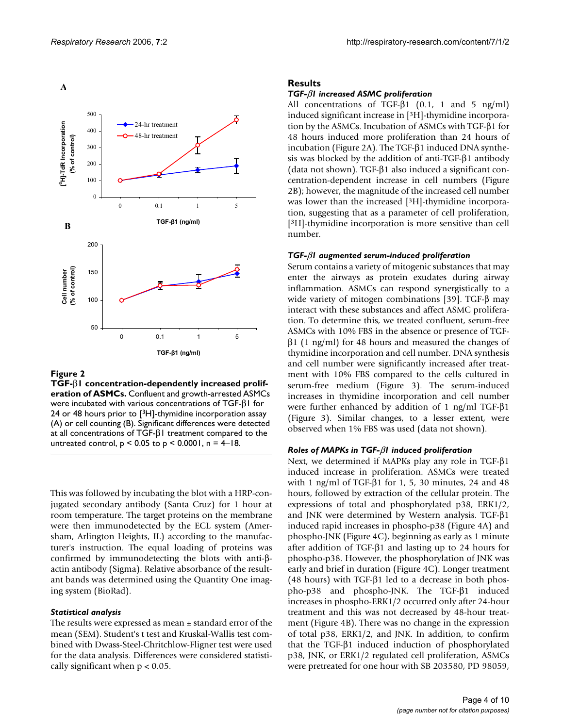**Figure 2**

**TGF-β1 concentration-dependently increased proliferation of ASMCs.** Confluent and growth-arrested ASMCs were incubated with various concentrations of TGF-β1 for 24 or 48 hours prior to [$^3$H]-thymidine incorporation assay (A) or cell counting (B). Significant differences were detected at all concentrations of TGF-β1 treatment compared to the untreated control, $p < 0.05$ to $p < 0.0001$, n = 4–18.

This was followed by incubating the blot with a HRP-conjugated secondary antibody (Santa Cruz) for 1 hour at room temperature. The target proteins on the membrane were then immunodetected by the ECL system (Amersham, Arlington Heights, IL) according to the manufacturer's instruction. The equal loading of proteins was confirmed by immunodetecting the blots with anti-β-actin antibody (Sigma). Relative absorbance of the resultant bands was determined using the Quantity One imaging system (BioRad).

### *Statistical analysis*

The results were expressed as mean ± standard error of the mean (SEM). Student's t test and Kruskal-Wallis test combined with Dwass-Steel-Chritchlow-Fligner test were used for the data analysis. Differences were considered statistically significant when $p < 0.05$.

## Results

### *TGF-β1 increased ASMC proliferation*

All concentrations of TGF-β1 (0.1, 1 and 5 ng/ml) induced significant increase in [$^3$H]-thymidine incorporation by the ASMCs. Incubation of ASMCs with TGF-β1 for 48 hours induced more proliferation than 24 hours of incubation (Figure 2A). The TGF-β1 induced DNA synthesis was blocked by the addition of anti-TGF-β1 antibody (data not shown). TGF-β1 also induced a significant concentration-dependent increase in cell numbers (Figure 2B); however, the magnitude of the increased cell number was lower than the increased [$^3$H]-thymidine incorporation, suggesting that as a parameter of cell proliferation, [$^3$H]-thymidine incorporation is more sensitive than cell number.

### *TGF-β1 augmented serum-induced proliferation*

Serum contains a variety of mitogenic substances that may enter the airways as protein exudates during airway inflammation. ASMCs can respond synergistically to a wide variety of mitogen combinations [39]. TGF-β may interact with these substances and affect ASMC proliferation. To determine this, we treated confluent, serum-free ASMCs with 10% FBS in the absence or presence of TGF-β1 (1 ng/ml) for 48 hours and measured the changes of thymidine incorporation and cell number. DNA synthesis and cell number were significantly increased after treatment with 10% FBS compared to the cells cultured in serum-free medium (Figure 3). The serum-induced increases in thymidine incorporation and cell number were further enhanced by addition of 1 ng/ml TGF-β1 (Figure 3). Similar changes, to a lesser extent, were observed when 1% FBS was used (data not shown).

### *Roles of MAPKs in TGF-β1 induced proliferation*

Next, we determined if MAPKs play any role in TGF-β1 induced increase in proliferation. ASMCs were treated with 1 ng/ml of TGF-β1 for 1, 5, 30 minutes, 24 and 48 hours, followed by extraction of the cellular protein. The expressions of total and phosphorylated p38, ERK1/2, and JNK were determined by Western analysis. TGF-β1 induced rapid increases in phospho-p38 (Figure 4A) and phospho-JNK (Figure 4C), beginning as early as 1 minute after addition of TGF-β1 and lasting up to 24 hours for phospho-p38. However, the phosphorylation of JNK was early and brief in duration (Figure 4C). Longer treatment (48 hours) with TGF-β1 led to a decrease in both phospho-p38 and phospho-JNK. The TGF-β1 induced increases in phospho-ERK1/2 occurred only after 24-hour treatment and this was not decreased by 48-hour treatment (Figure 4B). There was no change in the expression of total p38, ERK1/2, and JNK. In addition, to confirm that the TGF-β1 induced induction of phosphorylated p38, JNK, or ERK1/2 regulated cell proliferation, ASMCs were pretreated for one hour with SB 203580, PD 98059,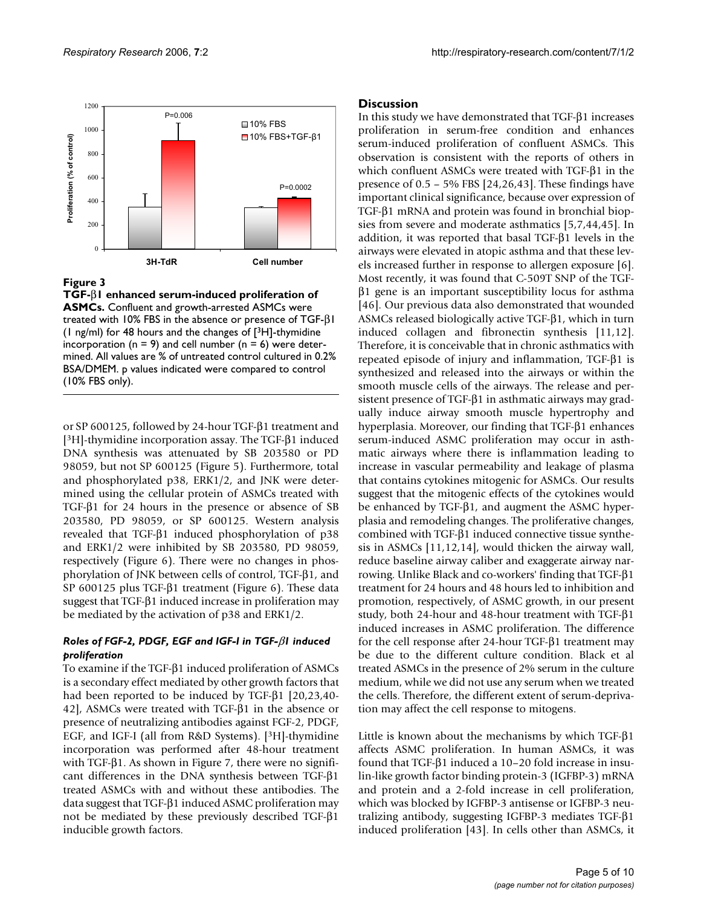**Figure 3**

**TGF-β1 enhanced serum-induced proliferation of ASMCs.** Confluent and growth-arrested ASMCs were treated with 10% FBS in the absence or presence of TGF-β1 (1 ng/ml) for 48 hours and the changes of [$^3$H]-thymidine incorporation (n = 9) and cell number (n = 6) were determined. All values are % of untreated control cultured in 0.2% BSA/DMEM. p values indicated were compared to control (10% FBS only).

or SP 600125, followed by 24-hour TGF-β1 treatment and [$^3$H]-thymidine incorporation assay. The TGF-β1 induced DNA synthesis was attenuated by SB 203580 or PD 98059, but not SP 600125 (Figure 5). Furthermore, total and phosphorylated p38, ERK1/2, and JNK were determined using the cellular protein of ASMCs treated with TGF-β1 for 24 hours in the presence or absence of SB 203580, PD 98059, or SP 600125. Western analysis revealed that TGF-β1 induced phosphorylation of p38 and ERK1/2 were inhibited by SB 203580, PD 98059, respectively (Figure 6). There were no changes in phosphorylation of JNK between cells of control, TGF-β1, and SP 600125 plus TGF-β1 treatment (Figure 6). These data suggest that TGF-β1 induced increase in proliferation may be mediated by the activation of p38 and ERK1/2.

### *Roles of FGF-2, PDGF, EGF and IGF-I in TGF-β1 induced proliferation*

To examine if the TGF-β1 induced proliferation of ASMCs is a secondary effect mediated by other growth factors that had been reported to be induced by TGF-β1 [20,23,40-42], ASMCs were treated with TGF-β1 in the absence or presence of neutralizing antibodies against FGF-2, PDGF, EGF, and IGF-I (all from R&D Systems). [$^3$H]-thymidine incorporation was performed after 48-hour treatment with TGF-β1. As shown in Figure 7, there were no significant differences in the DNA synthesis between TGF-β1 treated ASMCs with and without these antibodies. The data suggest that TGF-β1 induced ASMC proliferation may not be mediated by these previously described TGF-β1 inducible growth factors.

## Discussion

In this study we have demonstrated that TGF-β1 increases proliferation in serum-free condition and enhances serum-induced proliferation of confluent ASMCs. This observation is consistent with the reports of others in which confluent ASMCs were treated with TGF-β1 in the presence of 0.5 – 5% FBS [24,26,43]. These findings have important clinical significance, because over expression of TGF-β1 mRNA and protein was found in bronchial biopsies from severe and moderate asthmatics [5,7,44,45]. In addition, it was reported that basal TGF-β1 levels in the airways were elevated in atopic asthma and that these levels increased further in response to allergen exposure [6]. Most recently, it was found that C-509T SNP of the TGF-β1 gene is an important susceptibility locus for asthma [46]. Our previous data also demonstrated that wounded ASMCs released biologically active TGF-β1, which in turn induced collagen and fibronectin synthesis [11,12]. Therefore, it is conceivable that in chronic asthmatics with repeated episode of injury and inflammation, TGF-β1 is synthesized and released into the airways or within the smooth muscle cells of the airways. The release and persistent presence of TGF-β1 in asthmatic airways may gradually induce airway smooth muscle hypertrophy and hyperplasia. Moreover, our finding that TGF-β1 enhances serum-induced ASMC proliferation may occur in asthmatic airways where there is inflammation leading to increase in vascular permeability and leakage of plasma that contains cytokines mitogenic for ASMCs. Our results suggest that the mitogenic effects of the cytokines would be enhanced by TGF-β1, and augment the ASMC hyperplasia and remodeling changes. The proliferative changes, combined with TGF-β1 induced connective tissue synthesis in ASMCs [11,12,14], would thicken the airway wall, reduce baseline airway caliber and exaggerate airway narrowing. Unlike Black and co-workers' finding that TGF-β1 treatment for 24 hours and 48 hours led to inhibition and promotion, respectively, of ASMC growth, in our present study, both 24-hour and 48-hour treatment with TGF-β1 induced increases in ASMC proliferation. The difference for the cell response after 24-hour TGF-β1 treatment may be due to the different culture condition. Black et al treated ASMCs in the presence of 2% serum in the culture medium, while we did not use any serum when we treated the cells. Therefore, the different extent of serum-deprivation may affect the cell response to mitogens.

Little is known about the mechanisms by which TGF-β1 affects ASMC proliferation. In human ASMCs, it was found that TGF-β1 induced a 10–20 fold increase in insulin-like growth factor binding protein-3 (IGFBP-3) mRNA and protein and a 2-fold increase in cell proliferation, which was blocked by IGFBP-3 antisense or IGFBP-3 neutralizing antibody, suggesting IGFBP-3 mediates TGF-β1 induced proliferation [43]. In cells other than ASMCs, it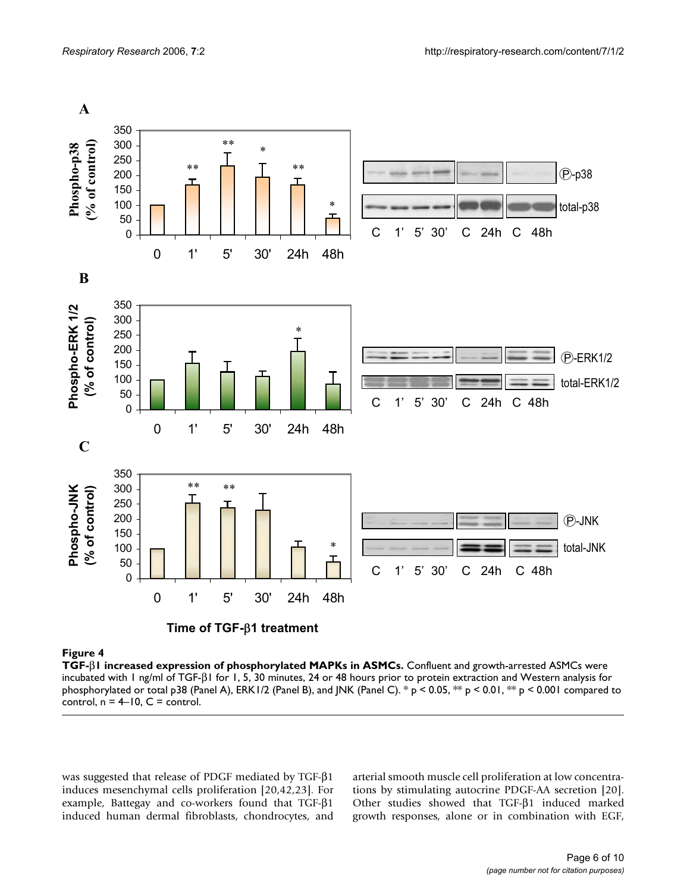**Figure 4**

**TGF-β1 increased expression of phosphorylated MAPKs in ASMCs.** Confluent and growth-arrested ASMCs were incubated with 1 ng/ml of TGF-β1 for 1, 5, 30 minutes, 24 or 48 hours prior to protein extraction and Western analysis for phosphorylated or total p38 (Panel A), ERK1/2 (Panel B), and JNK (Panel C). * $p < 0.05$, ** $p < 0.01$, ** $p < 0.001$ compared to control, n = 4–10, C = control.

was suggested that release of PDGF mediated by TGF-β1 induces mesenchymal cells proliferation [20,42,23]. For example, Battegay and co-workers found that TGF-β1 induced human dermal fibroblasts, chondrocytes, and arterial smooth muscle cell proliferation at low concentrations by stimulating autocrine PDGF-AA secretion [20]. Other studies showed that TGF-β1 induced marked growth responses, alone or in combination with EGF,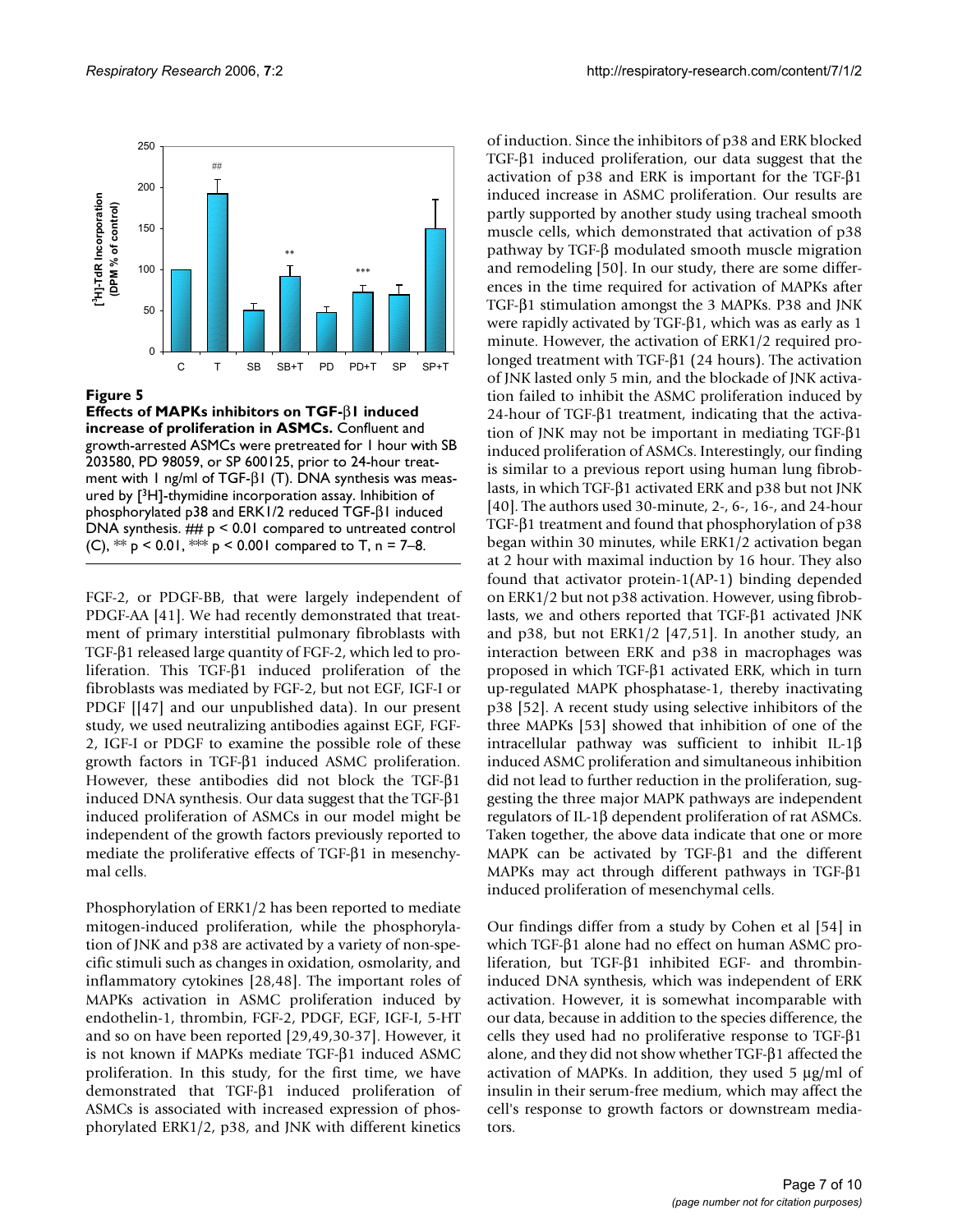**Figure 5**

**Effects of MAPKs inhibitors on TGF-β1 induced increase of proliferation in ASMCs.** Confluent and growth-arrested ASMCs were pretreated for 1 hour with SB 203580, PD 98059, or SP 600125, prior to 24-hour treatment with 1 ng/ml of TGF-β1 (T). DNA synthesis was measured by [$^3$H]-thymidine incorporation assay. Inhibition of phosphorylated p38 and ERK1/2 reduced TGF-β1 induced DNA synthesis. ## $p < 0.01$ compared to untreated control (C), ** $p < 0.01$, *** $p < 0.001$ compared to T, n = 7–8.

FGF-2, or PDGF-BB, that were largely independent of PDGF-AA [41]. We had recently demonstrated that treatment of primary interstitial pulmonary fibroblasts with TGF-β1 released large quantity of FGF-2, which led to proliferation. This TGF-β1 induced proliferation of the fibroblasts was mediated by FGF-2, but not EGF, IGF-I or PDGF [[47] and our unpublished data). In our present study, we used neutralizing antibodies against EGF, FGF-2, IGF-I or PDGF to examine the possible role of these growth factors in TGF-β1 induced ASMC proliferation. However, these antibodies did not block the TGF-β1 induced DNA synthesis. Our data suggest that the TGF-β1 induced proliferation of ASMCs in our model might be independent of the growth factors previously reported to mediate the proliferative effects of TGF-β1 in mesenchymal cells.

Phosphorylation of ERK1/2 has been reported to mediate mitogen-induced proliferation, while the phosphorylation of JNK and p38 are activated by a variety of non-specific stimuli such as changes in oxidation, osmolarity, and inflammatory cytokines [28,48]. The important roles of MAPKs activation in ASMC proliferation induced by endothelin-1, thrombin, FGF-2, PDGF, EGF, IGF-I, 5-HT and so on have been reported [29,49,30-37]. However, it is not known if MAPKs mediate TGF-β1 induced ASMC proliferation. In this study, for the first time, we have demonstrated that TGF-β1 induced proliferation of ASMCs is associated with increased expression of phosphorylated ERK1/2, p38, and JNK with different kinetics of induction. Since the inhibitors of p38 and ERK blocked TGF-β1 induced proliferation, our data suggest that the activation of p38 and ERK is important for the TGF-β1 induced increase in ASMC proliferation. Our results are partly supported by another study using tracheal smooth muscle cells, which demonstrated that activation of p38 pathway by TGF-β modulated smooth muscle migration and remodeling [50]. In our study, there are some differences in the time required for activation of MAPKs after TGF-β1 stimulation amongst the 3 MAPKs. P38 and JNK were rapidly activated by TGF-β1, which was as early as 1 minute. However, the activation of ERK1/2 required prolonged treatment with TGF-β1 (24 hours). The activation of JNK lasted only 5 min, and the blockade of JNK activation failed to inhibit the ASMC proliferation induced by 24-hour of TGF-β1 treatment, indicating that the activation of JNK may not be important in mediating TGF-β1 induced proliferation of ASMCs. Interestingly, our finding is similar to a previous report using human lung fibroblasts, in which TGF-β1 activated ERK and p38 but not JNK [40]. The authors used 30-minute, 2-, 6-, 16-, and 24-hour TGF-β1 treatment and found that phosphorylation of p38 began within 30 minutes, while ERK1/2 activation began at 2 hour with maximal induction by 16 hour. They also found that activator protein-1(AP-1) binding depended on ERK1/2 but not p38 activation. However, using fibroblasts, we and others reported that TGF-β1 activated JNK and p38, but not ERK1/2 [47,51]. In another study, an interaction between ERK and p38 in macrophages was proposed in which TGF-β1 activated ERK, which in turn up-regulated MAPK phosphatase-1, thereby inactivating p38 [52]. A recent study using selective inhibitors of the three MAPKs [53] showed that inhibition of one of the intracellular pathway was sufficient to inhibit IL-1β induced ASMC proliferation and simultaneous inhibition did not lead to further reduction in the proliferation, suggesting the three major MAPK pathways are independent regulators of IL-1β dependent proliferation of rat ASMCs. Taken together, the above data indicate that one or more MAPK can be activated by TGF-β1 and the different MAPKs may act through different pathways in TGF-β1 induced proliferation of mesenchymal cells.

Our findings differ from a study by Cohen et al [54] in which TGF-β1 alone had no effect on human ASMC proliferation, but TGF-β1 inhibited EGF- and thrombin-induced DNA synthesis, which was independent of ERK activation. However, it is somewhat incomparable with our data, because in addition to the species difference, the cells they used had no proliferative response to TGF-β1 alone, and they did not show whether TGF-β1 affected the activation of MAPKs. In addition, they used 5 μg/ml of insulin in their serum-free medium, which may affect the cell's response to growth factors or downstream mediators.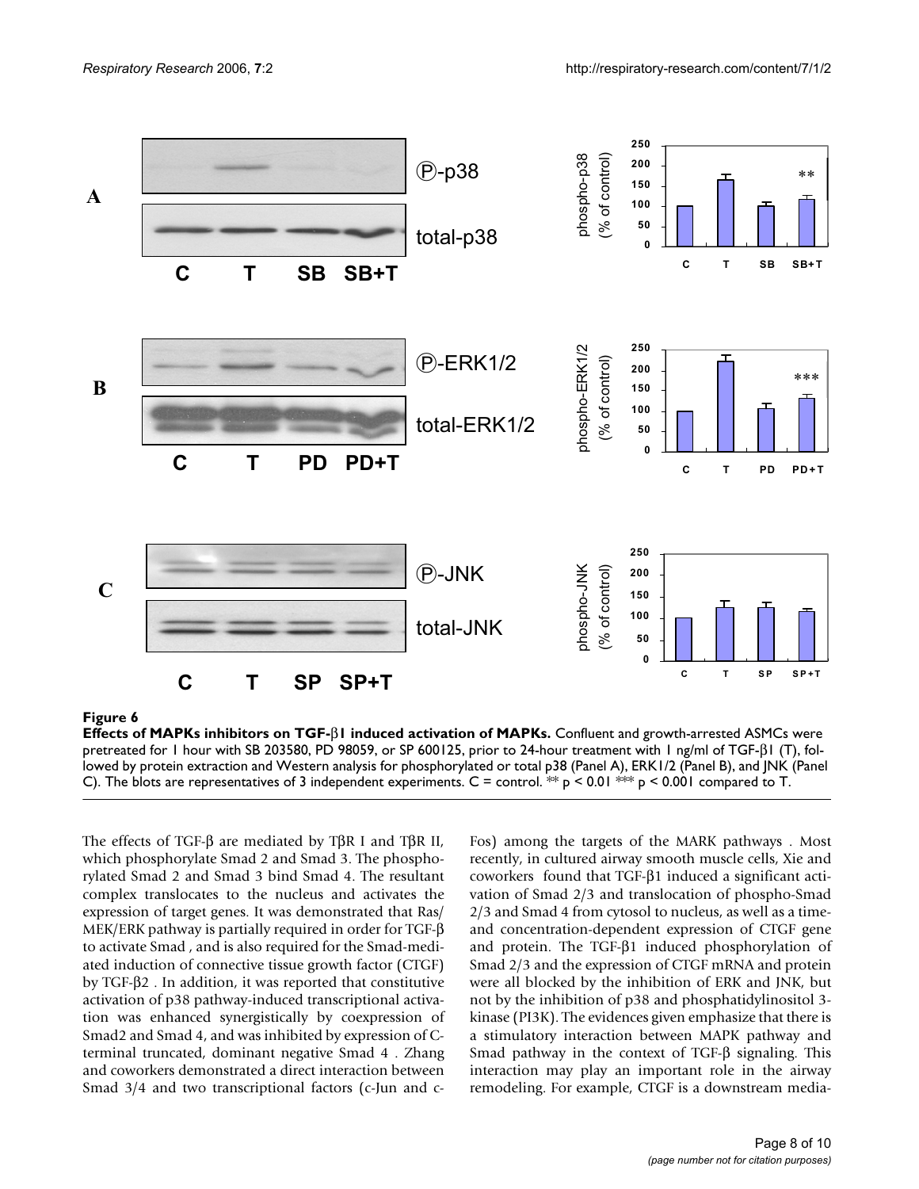**Figure 6**

**Effects of MAPKs inhibitors on TGF-β1 induced activation of MAPKs.** Confluent and growth-arrested ASMCs were pretreated for 1 hour with SB 203580, PD 98059, or SP 600125, prior to 24-hour treatment with 1 ng/ml of TGF-β1 (T), followed by protein extraction and Western analysis for phosphorylated or total p38 (Panel A), ERK1/2 (Panel B), and JNK (Panel C). The blots are representatives of 3 independent experiments. C = control. ** $p < 0.01$ *** $p < 0.001$ compared to T.

The effects of TGF-β are mediated by TβR I and TβR II, which phosphorylate Smad 2 and Smad 3. The phosphorylated Smad 2 and Smad 3 bind Smad 4. The resultant complex translocates to the nucleus and activates the expression of target genes. It was demonstrated that Ras/MEK/ERK pathway is partially required in order for TGF-β to activate Smad , and is also required for the Smad-mediated induction of connective tissue growth factor (CTGF) by TGF-β2 . In addition, it was reported that constitutive activation of p38 pathway-induced transcriptional activation was enhanced synergistically by coexpression of Smad2 and Smad 4, and was inhibited by expression of C-terminal truncated, dominant negative Smad 4 . Zhang and coworkers demonstrated a direct interaction between Smad 3/4 and two transcriptional factors (c-Jun and c-Fos) among the targets of the MARK pathways . Most recently, in cultured airway smooth muscle cells, Xie and coworkers found that TGF-β1 induced a significant activation of Smad 2/3 and translocation of phospho-Smad 2/3 and Smad 4 from cytosol to nucleus, as well as a time- and concentration-dependent expression of CTGF gene and protein. The TGF-β1 induced phosphorylation of Smad 2/3 and the expression of CTGF mRNA and protein were all blocked by the inhibition of ERK and JNK, but not by the inhibition of p38 and phosphatidylinositol 3-kinase (PI3K). The evidences given emphasize that there is a stimulatory interaction between MAPK pathway and Smad pathway in the context of TGF-β signaling. This interaction may play an important role in the airway remodeling. For example, CTGF is a downstream media-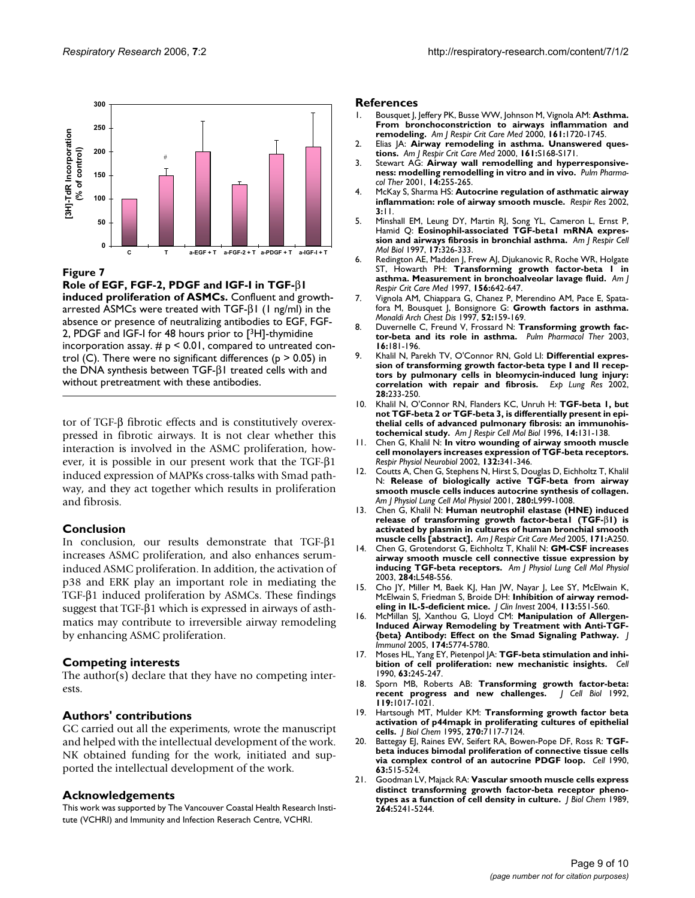**Figure 7**

**Role of EGF, FGF-2, PDGF and IGF-I in TGF-β1 induced proliferation of ASMCs.** Confluent and growth-arrested ASMCs were treated with TGF-β1 (1 ng/ml) in the absence or presence of neutralizing antibodies to EGF, FGF-2, PDGF and IGF-I for 48 hours prior to [$^3$H]-thymidine incorporation assay. # $p < 0.01$, compared to untreated control (C). There were no significant differences ($p > 0.05$) in the DNA synthesis between TGF-β1 treated cells with and without pretreatment with these antibodies.

tor of TGF-β fibrotic effects and is constitutively overexpressed in fibrotic airways. It is not clear whether this interaction is involved in the ASMC proliferation, however, it is possible in our present work that the TGF-β1 induced expression of MAPKs cross-talks with Smad pathway, and they act together which results in proliferation and fibrosis.

## Conclusion

In conclusion, our results demonstrate that TGF-β1 increases ASMC proliferation, and also enhances serum-induced ASMC proliferation. In addition, the activation of p38 and ERK play an important role in mediating the TGF-β1 induced proliferation by ASMCs. These findings suggest that TGF-β1 which is expressed in airways of asthmatics may contribute to irreversible airway remodeling by enhancing ASMC proliferation.

## Competing interests

The author(s) declare that they have no competing interests.

## Authors' contributions

GC carried out all the experiments, wrote the manuscript and helped with the intellectual development of the work. NK obtained funding for the work, initiated and supported the intellectual development of the work.

## Acknowledgements

This work was supported by The Vancouver Coastal Health Research Institute (VCHRI) and Immunity and Infection Reserach Centre, VCHRI.

## References

1. Bousquet J, Jeffery PK, Busse WW, Johnson M, Vignola AM: **Asthma. From bronchoconstriction to airways inflammation and remodeling.** *Am J Respir Crit Care Med* 2000, **161:**1720-1745.
2. Elias JA: **Airway remodeling in asthma. Unanswered questions.** *Am J Respir Crit Care Med* 2000, **161:**S168-S171.
3. Stewart AG: **Airway wall remodelling and hyperresponsiveness: modelling remodelling in vitro and in vivo.** *Pulm Pharmacol Ther* 2001, **14:**255-265.
4. McKay S, Sharma HS: **Autocrine regulation of asthmatic airway inflammation: role of airway smooth muscle.** *Respir Res* 2002, **3:**11.
5. Minshall EM, Leung DY, Martin RJ, Song YL, Cameron L, Ernst P, Hamid Q: **Eosinophil-associated TGF-beta1 mRNA expression and airways fibrosis in bronchial asthma.** *Am J Respir Cell Mol Biol* 1997, **17:**326-333.
6. Redington AE, Madden J, Frew AJ, Djukanovic R, Roche WR, Holgate ST, Howarth PH: **Transforming growth factor-beta 1 in asthma. Measurement in bronchoalveolar lavage fluid.** *Am J Respir Crit Care Med* 1997, **156:**642-647.
7. Vignola AM, Chiappara G, Chanez P, Merendino AM, Pace E, Spatafora M, Bousquet J, Bonsignore G: **Growth factors in asthma.** *Monaldi Arch Chest Dis* 1997, **52:**159-169.
8. Duvernelle C, Freund V, Frossard N: **Transforming growth factor-beta and its role in asthma.** *Pulm Pharmacol Ther* 2003, **16:**181-196.
9. Khalil N, Parekh TV, O'Connor RN, Gold LI: **Differential expression of transforming growth factor-beta type I and II receptors by pulmonary cells in bleomycin-induced lung injury: correlation with repair and fibrosis.** *Exp Lung Res* 2002, **28:**233-250.
10. Khalil N, O'Connor RN, Flanders KC, Unruh H: **TGF-beta 1, but not TGF-beta 2 or TGF-beta 3, is differentially present in epithelial cells of advanced pulmonary fibrosis: an immunohistochemical study.** *Am J Respir Cell Mol Biol* 1996, **14:**131-138.
11. Chen G, Khalil N: **In vitro wounding of airway smooth muscle cell monolayers increases expression of TGF-beta receptors.** *Respir Physiol Neurobiol* 2002, **132:**341-346.
12. Coutts A, Chen G, Stephens N, Hirst S, Douglas D, Eichholtz T, Khalil N: **Release of biologically active TGF-beta from airway smooth muscle cells induces autocrine synthesis of collagen.** *Am J Physiol Lung Cell Mol Physiol* 2001, **280:**L999-1008.
13. Chen G, Khalil N: **Human neutrophil elastase (HNE) induced release of transforming growth factor-beta1 (TGF-β1) is activated by plasmin in cultures of human bronchial smooth muscle cells [abstract].** *Am J Respir Crit Care Med* 2005, **171:**A250.
14. Chen G, Grotendorst G, Eichholtz T, Khalil N: **GM-CSF increases airway smooth muscle cell connective tissue expression by inducing TGF-beta receptors.** *Am J Physiol Lung Cell Mol Physiol* 2003, **284:**L548-556.
15. Cho JY, Miller M, Baek KJ, Han JW, Nayar J, Lee SY, McElwain K, McElwain S, Friedman S, Broide DH: **Inhibition of airway remodeling in IL-5-deficient mice.** *J Clin Invest* 2004, **113:**551-560.
16. McMillan SJ, Xanthou G, Lloyd CM: **Manipulation of Allergen-Induced Airway Remodeling by Treatment with Anti-TGF-{beta} Antibody: Effect on the Smad Signaling Pathway.** *J Immunol* 2005, **174:**5774-5780.
17. Moses HL, Yang EY, Pietenpol JA: **TGF-beta stimulation and inhibition of cell proliferation: new mechanistic insights.** *Cell* 1990, **63:**245-247.
18. Sporn MB, Roberts AB: **Transforming growth factor-beta: recent progress and new challenges.** *J Cell Biol* 1992, **119:**1017-1021.
19. Hartsough MT, Mulder KM: **Transforming growth factor beta activation of p44mapk in proliferating cultures of epithelial cells.** *J Biol Chem* 1995, **270:**7117-7124.
20. Battegay EJ, Raines EW, Seifert RA, Bowen-Pope DF, Ross R: **TGF-beta induces bimodal proliferation of connective tissue cells via complex control of an autocrine PDGF loop.** *Cell* 1990, **63:**515-524.
21. Goodman LV, Majack RA: **Vascular smooth muscle cells express distinct transforming growth factor-beta receptor phenotypes as a function of cell density in culture.** *J Biol Chem* 1989, **264:**5241-5244.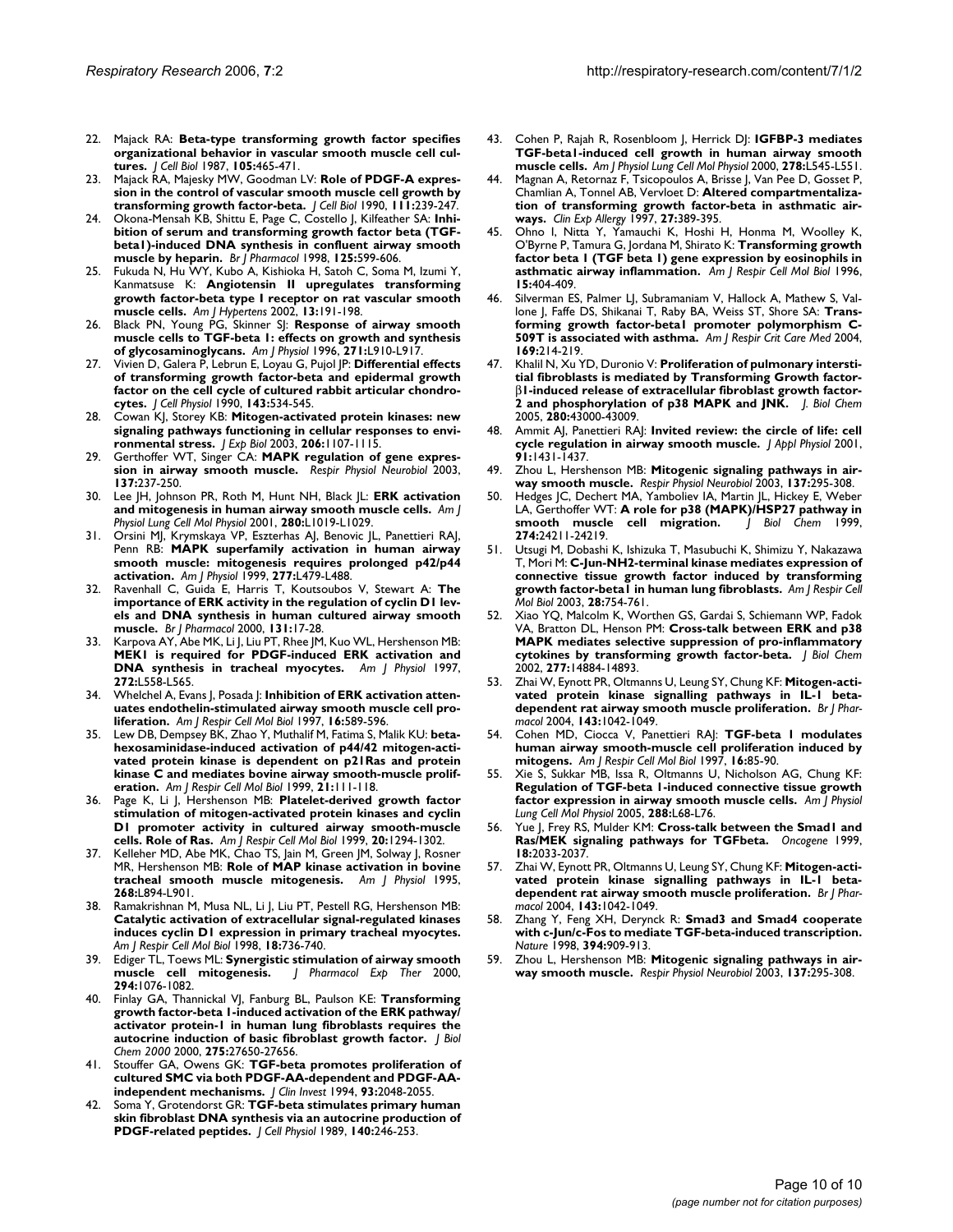22. Majack RA: **Beta-type transforming growth factor specifies organizational behavior in vascular smooth muscle cell cultures.** *J Cell Biol* 1987, **105:**465-471.
23. Majack RA, Majesky MW, Goodman LV: **Role of PDGF-A expression in the control of vascular smooth muscle cell growth by transforming growth factor-beta.** *J Cell Biol* 1990, **111:**239-247.
24. Okona-Mensah KB, Shittu E, Page C, Costello J, Kilfeather SA: **Inhibition of serum and transforming growth factor beta (TGF-beta1)-induced DNA synthesis in confluent airway smooth muscle by heparin.** *Br J Pharmacol* 1998, **125:**599-606.
25. Fukuda N, Hu WY, Kubo A, Kishioka H, Satoh C, Soma M, Izumi Y, Kanmatsuse K: **Angiotensin II upregulates transforming growth factor-beta type I receptor on rat vascular smooth muscle cells.** *Am J Hypertens* 2002, **13:**191-198.
26. Black PN, Young PG, Skinner SJ: **Response of airway smooth muscle cells to TGF-beta 1: effects on growth and synthesis of glycosaminoglycans.** *Am J Physiol* 1996, **271:**L910-L917.
27. Vivien D, Galera P, Lebrun E, Loyau G, Pujol JP: **Differential effects of transforming growth factor-beta and epidermal growth factor on the cell cycle of cultured rabbit articular chondrocytes.** *J Cell Physiol* 1990, **143:**534-545.
28. Cowan KJ, Storey KB: **Mitogen-activated protein kinases: new signaling pathways functioning in cellular responses to environmental stress.** *J Exp Biol* 2003, **206:**1107-1115.
29. Gerthoffer WT, Singer CA: **MAPK regulation of gene expression in airway smooth muscle.** *Respir Physiol Neurobiol* 2003, **137:**237-250.
30. Lee JH, Johnson PR, Roth M, Hunt NH, Black JL: **ERK activation and mitogenesis in human airway smooth muscle cells.** *Am J Physiol Lung Cell Mol Physiol* 2001, **280:**L1019-L1029.
31. Orsini MJ, Krymskaya VP, Eszterhas AJ, Benovic JL, Panettieri RAJ, Penn RB: **MAPK superfamily activation in human airway smooth muscle: mitogenesis requires prolonged p42/p44 activation.** *Am J Physiol* 1999, **277:**L479-L488.
32. Ravenhall C, Guida E, Harris T, Koutsoubos V, Stewart A: **The importance of ERK activity in the regulation of cyclin D1 levels and DNA synthesis in human cultured airway smooth muscle.** *Br J Pharmacol* 2000, **131:**17-28.
33. Karpova AY, Abe MK, Li J, Liu PT, Rhee JM, Kuo WL, Hershenson MB: **MEK1 is required for PDGF-induced ERK activation and DNA synthesis in tracheal myocytes.** *Am J Physiol* 1997, **272:**L558-L565.
34. Whelchel A, Evans J, Posada J: **Inhibition of ERK activation attenuates endothelin-stimulated airway smooth muscle cell proliferation.** *Am J Respir Cell Mol Biol* 1997, **16:**589-596.
35. Lew DB, Dempsey BK, Zhao Y, Muthalif M, Fatima S, Malik KU: **beta-hexosaminidase-induced activation of p44/42 mitogen-activated protein kinase is dependent on p21Ras and protein kinase C and mediates bovine airway smooth-muscle proliferation.** *Am J Respir Cell Mol Biol* 1999, **21:**111-118.
36. Page K, Li J, Hershenson MB: **Platelet-derived growth factor stimulation of mitogen-activated protein kinases and cyclin D1 promoter activity in cultured airway smooth-muscle cells. Role of Ras.** *Am J Respir Cell Mol Biol* 1999, **20:**1294-1302.
37. Kelleher MD, Abe MK, Chao TS, Jain M, Green JM, Solway J, Rosner MR, Hershenson MB: **Role of MAP kinase activation in bovine tracheal smooth muscle mitogenesis.** *Am J Physiol* 1995, **268:**L894-L901.
38. Ramakrishnan M, Musa NL, Li J, Liu PT, Pestell RG, Hershenson MB: **Catalytic activation of extracellular signal-regulated kinases induces cyclin D1 expression in primary tracheal myocytes.** *Am J Respir Cell Mol Biol* 1998, **18:**736-740.
39. Ediger TL, Toews ML: **Synergistic stimulation of airway smooth muscle cell mitogenesis.** *J Pharmacol Exp Ther* 2000, **294:**1076-1082.
40. Finlay GA, Thannickal VJ, Fanburg BL, Paulson KE: **Transforming growth factor-beta 1-induced activation of the ERK pathway/activator protein-1 in human lung fibroblasts requires the autocrine induction of basic fibroblast growth factor.** *J Biol Chem 2000* 2000, **275:**27650-27656.
41. Stouffer GA, Owens GK: **TGF-beta promotes proliferation of cultured SMC via both PDGF-AA-dependent and PDGF-AA-independent mechanisms.** *J Clin Invest* 1994, **93:**2048-2055.
42. Soma Y, Grotendorst GR: **TGF-beta stimulates primary human skin fibroblast DNA synthesis via an autocrine production of PDGF-related peptides.** *J Cell Physiol* 1989, **140:**246-253.
43. Cohen P, Rajah R, Rosenbloom J, Herrick DJ: **IGFBP-3 mediates TGF-beta1-induced cell growth in human airway smooth muscle cells.** *Am J Physiol Lung Cell Mol Physiol* 2000, **278:**L545-L551.
44. Magnan A, Retornaz F, Tsicopoulos A, Brisse J, Van Pee D, Gosset P, Chamlian A, Tonnel AB, Vervloet D: **Altered compartmentalization of transforming growth factor-beta in asthmatic airways.** *Clin Exp Allergy* 1997, **27:**389-395.
45. Ohno I, Nitta Y, Yamauchi K, Hoshi H, Honma M, Woolley K, O'Byrne P, Tamura G, Jordana M, Shirato K: **Transforming growth factor beta 1 (TGF beta 1) gene expression by eosinophils in asthmatic airway inflammation.** *Am J Respir Cell Mol Biol* 1996, **15:**404-409.
46. Silverman ES, Palmer LJ, Subramaniam V, Hallock A, Mathew S, Vallone J, Faffe DS, Shikanai T, Raby BA, Weiss ST, Shore SA: **Transforming growth factor-beta1 promoter polymorphism C-509T is associated with asthma.** *Am J Respir Crit Care Med* 2004, **169:**214-219.
47. Khalil N, Xu YD, Duronio V: **Proliferation of pulmonary interstitial fibroblasts is mediated by Transforming Growth factor-β1-induced release of extracellular fibroblast growth factor-2 and phosphorylation of p38 MAPK and JNK.** *J. Biol Chem* 2005, **280:**43000-43009.
48. Ammit AJ, Panettieri RAJ: **Invited review: the circle of life: cell cycle regulation in airway smooth muscle.** *J Appl Physiol* 2001, **91:**1431-1437.
49. Zhou L, Hershenson MB: **Mitogenic signaling pathways in airway smooth muscle.** *Respir Physiol Neurobiol* 2003, **137:**295-308.
50. Hedges JC, Dechert MA, Yamboliev IA, Martin JL, Hickey E, Weber LA, Gerthoffer WT: **A role for p38 (MAPK)/HSP27 pathway in smooth muscle cell migration.** *J Biol Chem* 1999, **274:**24211-24219.
51. Utsugi M, Dobashi K, Ishizuka T, Masubuchi K, Shimizu Y, Nakazawa T, Mori M: **C-Jun-NH2-terminal kinase mediates expression of connective tissue growth factor induced by transforming growth factor-beta1 in human lung fibroblasts.** *Am J Respir Cell Mol Biol* 2003, **28:**754-761.
52. Xiao YQ, Malcolm K, Worthen GS, Gardai S, Schiemann WP, Fadok VA, Bratton DL, Henson PM: **Cross-talk between ERK and p38 MAPK mediates selective suppression of pro-inflammatory cytokines by transforming growth factor-beta.** *J Biol Chem* 2002, **277:**14884-14893.
53. Zhai W, Eynott PR, Oltmanns U, Leung SY, Chung KF: **Mitogen-activated protein kinase signalling pathways in IL-1 beta-dependent rat airway smooth muscle proliferation.** *Br J Pharmacol* 2004, **143:**1042-1049.
54. Cohen MD, Ciocca V, Panettieri RAJ: **TGF-beta 1 modulates human airway smooth-muscle cell proliferation induced by mitogens.** *Am J Respir Cell Mol Biol* 1997, **16:**85-90.
55. Xie S, Sukkar MB, Issa R, Oltmanns U, Nicholson AG, Chung KF: **Regulation of TGF-beta 1-induced connective tissue growth factor expression in airway smooth muscle cells.** *Am J Physiol Lung Cell Mol Physiol* 2005, **288:**L68-L76.
56. Yue J, Frey RS, Mulder KM: **Cross-talk between the Smad1 and Ras/MEK signaling pathways for TGFbeta.** *Oncogene* 1999, **18:**2033-2037.
57. Zhai W, Eynott PR, Oltmanns U, Leung SY, Chung KF: **Mitogen-activated protein kinase signalling pathways in IL-1 beta-dependent rat airway smooth muscle proliferation.** *Br J Pharmacol* 2004, **143:**1042-1049.
58. Zhang Y, Feng XH, Derynck R: **Smad3 and Smad4 cooperate with c-Jun/c-Fos to mediate TGF-beta-induced transcription.** *Nature* 1998, **394:**909-913.
59. Zhou L, Hershenson MB: **Mitogenic signaling pathways in airway smooth muscle.** *Respir Physiol Neurobiol* 2003, **137:**295-308.